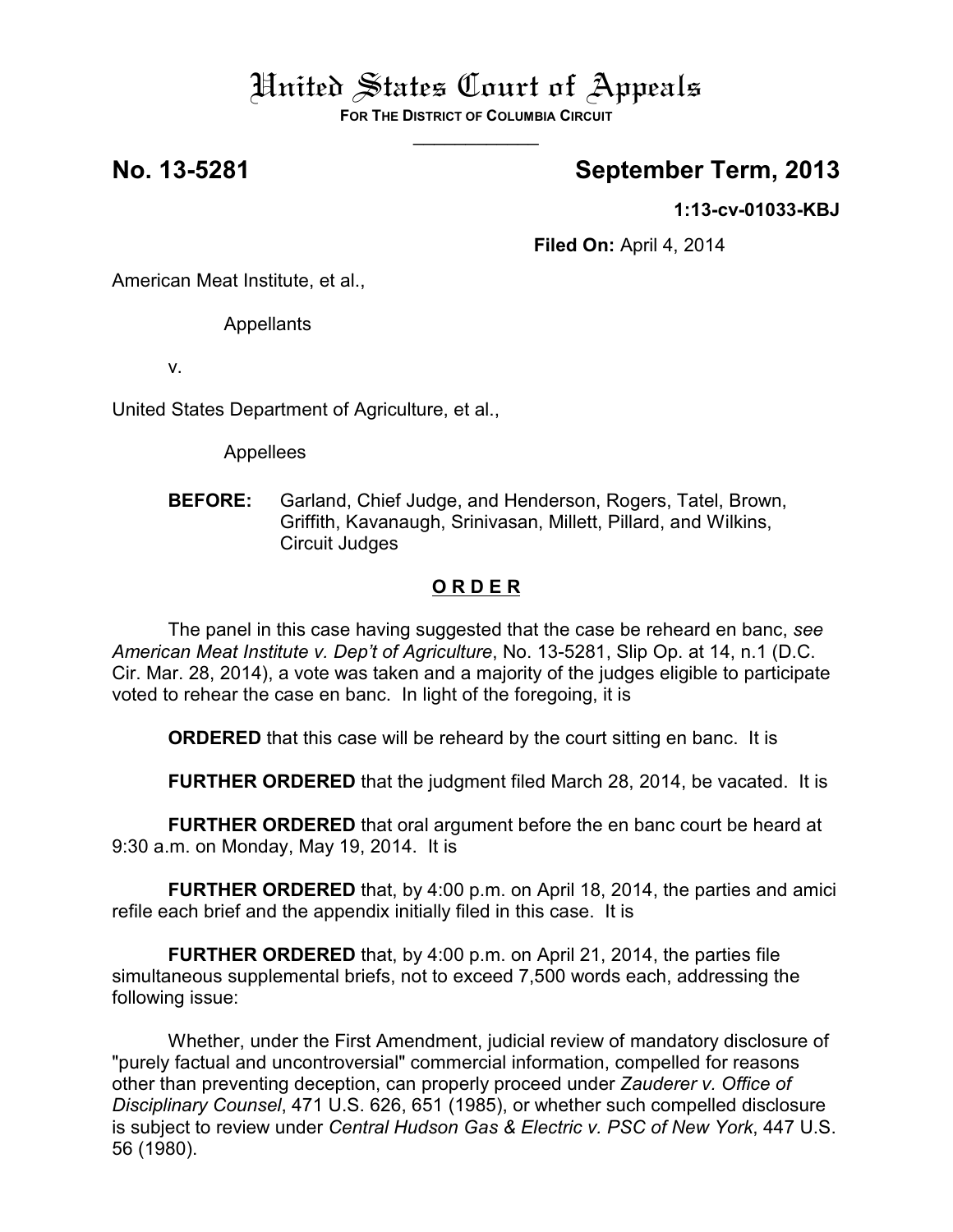# United States Court of Appeals

**FOR THE DISTRICT OF COLUMBIA CIRCUIT**

---

**No. 13-5281** **September Term, 2013**

**1:13-cv-01033-KBJ**

**Filed On:** April 4, 2014

American Meat Institute, et al.,

Appellants

v.

United States Department of Agriculture, et al.,

Appellees

**BEFORE:** Garland, Chief Judge, and Henderson, Rogers, Tatel, Brown, Griffith, Kavanaugh, Srinivasan, Millett, Pillard, and Wilkins, Circuit Judges

## O R D E R

The panel in this case having suggested that the case be reheard en banc, *see American Meat Institute v. Dep't of Agriculture*, No. 13-5281, Slip Op. at 14, n.1 (D.C. Cir. Mar. 28, 2014), a vote was taken and a majority of the judges eligible to participate voted to rehear the case en banc. In light of the foregoing, it is

**ORDERED** that this case will be reheard by the court sitting en banc. It is

**FURTHER ORDERED** that the judgment filed March 28, 2014, be vacated. It is

**FURTHER ORDERED** that oral argument before the en banc court be heard at 9:30 a.m. on Monday, May 19, 2014. It is

**FURTHER ORDERED** that, by 4:00 p.m. on April 18, 2014, the parties and amici refile each brief and the appendix initially filed in this case. It is

**FURTHER ORDERED** that, by 4:00 p.m. on April 21, 2014, the parties file simultaneous supplemental briefs, not to exceed 7,500 words each, addressing the following issue:

Whether, under the First Amendment, judicial review of mandatory disclosure of "purely factual and uncontroversial" commercial information, compelled for reasons other than preventing deception, can properly proceed under *Zauderer v. Office of Disciplinary Counsel*, 471 U.S. 626, 651 (1985), or whether such compelled disclosure is subject to review under *Central Hudson Gas & Electric v. PSC of New York*, 447 U.S. 56 (1980).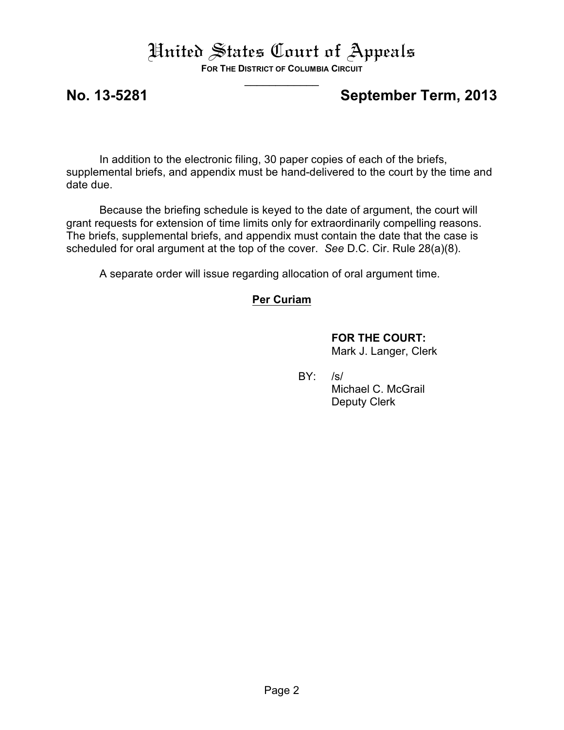# United States Court of Appeals

**FOR THE DISTRICT OF COLUMBIA CIRCUIT**

---

**No. 13-5281** **September Term, 2013**

In addition to the electronic filing, 30 paper copies of each of the briefs, supplemental briefs, and appendix must be hand-delivered to the court by the time and date due.

Because the briefing schedule is keyed to the date of argument, the court will grant requests for extension of time limits only for extraordinarily compelling reasons. The briefs, supplemental briefs, and appendix must contain the date that the case is scheduled for oral argument at the top of the cover. *See* D.C. Cir. Rule 28(a)(8).

A separate order will issue regarding allocation of oral argument time.

**Per Curiam**

**FOR THE COURT:**
Mark J. Langer, Clerk

BY: /s/
Michael C. McGrail
Deputy Clerk